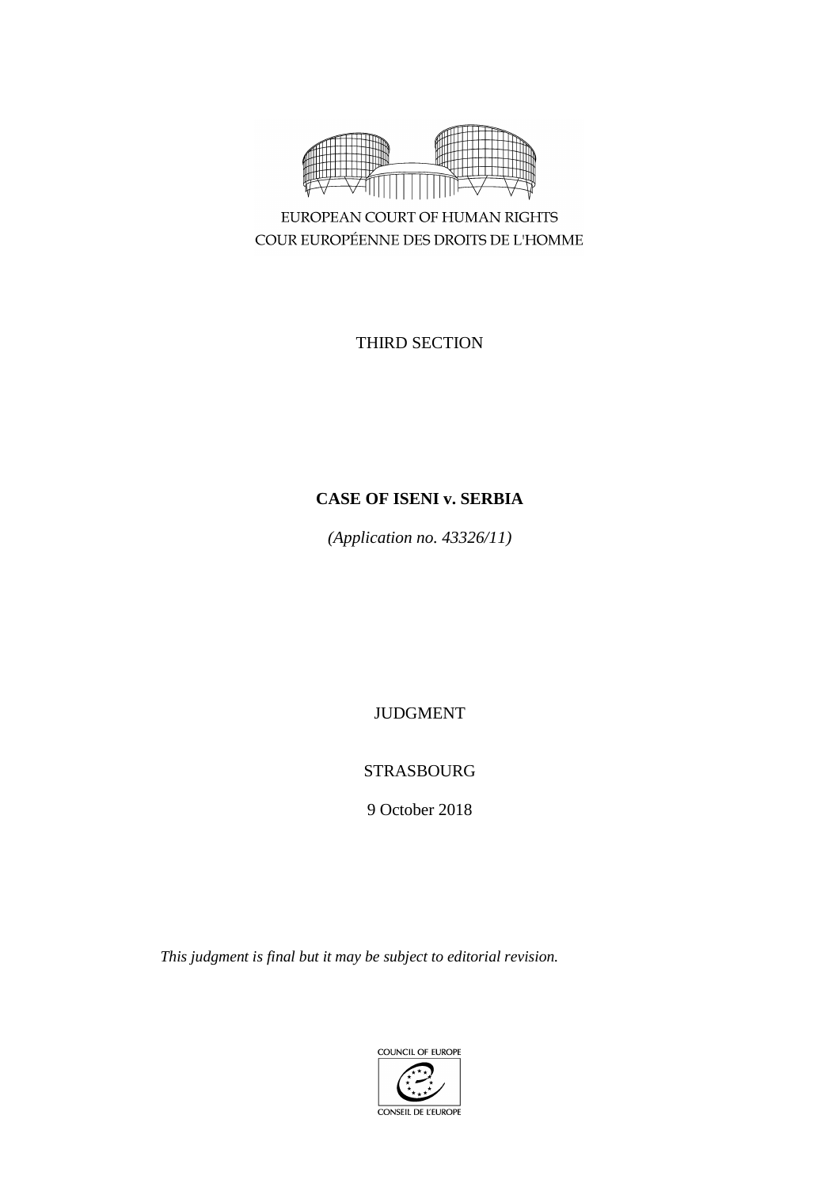EUROPEAN COURT OF HUMAN RIGHTS
COUR EUROPÉENNE DES DROITS DE L'HOMME

THIRD SECTION

**CASE OF ISENI v. SERBIA**

*(Application no. 43326/11)*

JUDGMENT

STRASBOURG

9 October 2018

*This judgment is final but it may be subject to editorial revision.*

COUNCIL OF EUROPE
CONSEIL DE L'EUROPE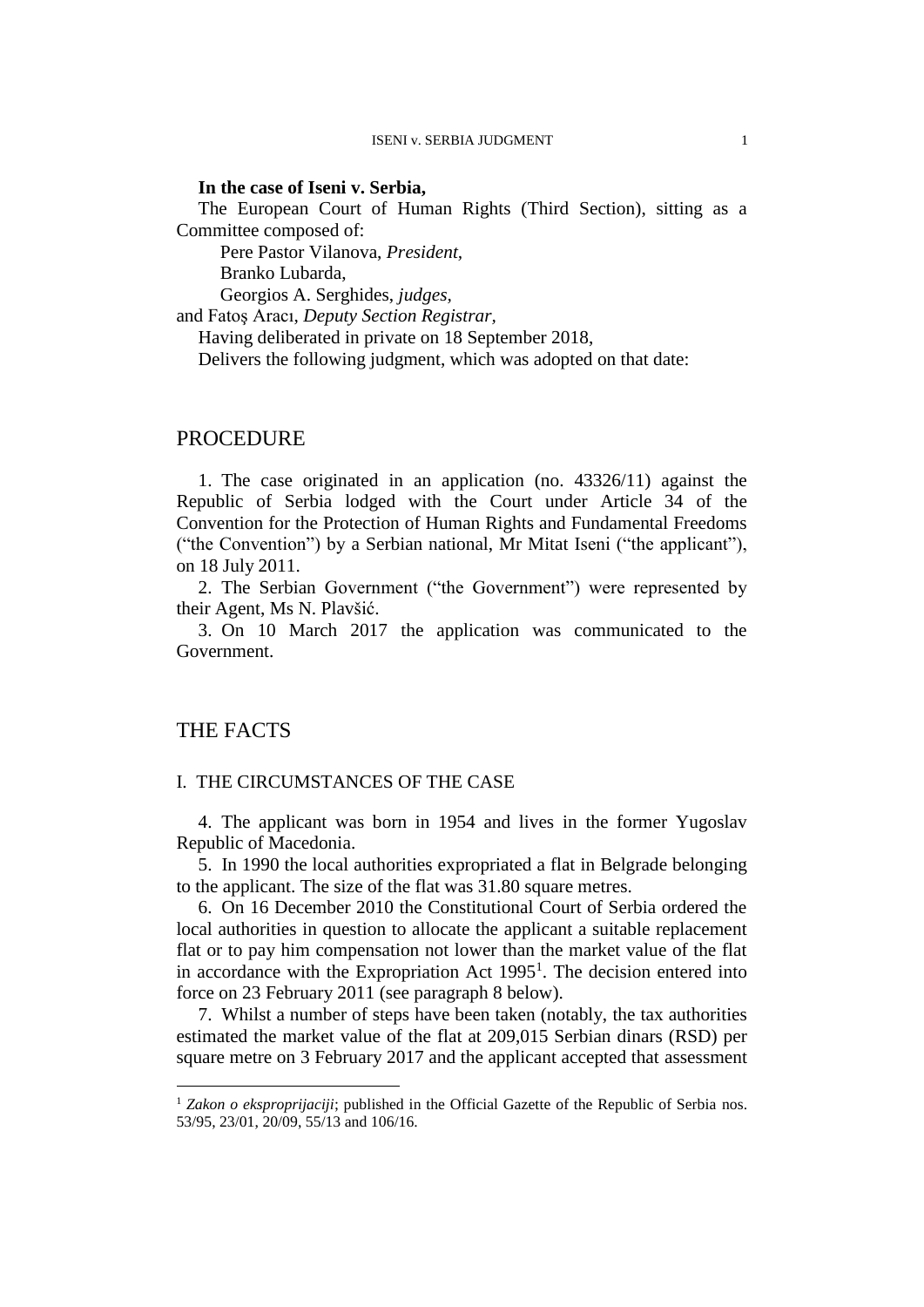**In the case of Iseni v. Serbia,**

The European Court of Human Rights (Third Section), sitting as a Committee composed of:

Pere Pastor Vilanova, *President,*
Branko Lubarda,
Georgios A. Serghides, *judges,*
and Fatoş Aracı, *Deputy Section Registrar,*

Having deliberated in private on 18 September 2018,

Delivers the following judgment, which was adopted on that date:

# PROCEDURE

1. The case originated in an application (no. 43326/11) against the Republic of Serbia lodged with the Court under Article 34 of the Convention for the Protection of Human Rights and Fundamental Freedoms ("the Convention") by a Serbian national, Mr Mitat Iseni ("the applicant"), on 18 July 2011.

2. The Serbian Government ("the Government") were represented by their Agent, Ms N. Plavšić.

3. On 10 March 2017 the application was communicated to the Government.

# THE FACTS

## I. THE CIRCUMSTANCES OF THE CASE

4. The applicant was born in 1954 and lives in the former Yugoslav Republic of Macedonia.

5. In 1990 the local authorities expropriated a flat in Belgrade belonging to the applicant. The size of the flat was 31.80 square metres.

6. On 16 December 2010 the Constitutional Court of Serbia ordered the local authorities in question to allocate the applicant a suitable replacement flat or to pay him compensation not lower than the market value of the flat in accordance with the Expropriation Act 1995[1]. The decision entered into force on 23 February 2011 (see paragraph 8 below).

7. Whilst a number of steps have been taken (notably, the tax authorities estimated the market value of the flat at 209,015 Serbian dinars (RSD) per square metre on 3 February 2017 and the applicant accepted that assessment

[1] *Zakon o eksproprijaciji*; published in the Official Gazette of the Republic of Serbia nos. 53/95, 23/01, 20/09, 55/13 and 106/16.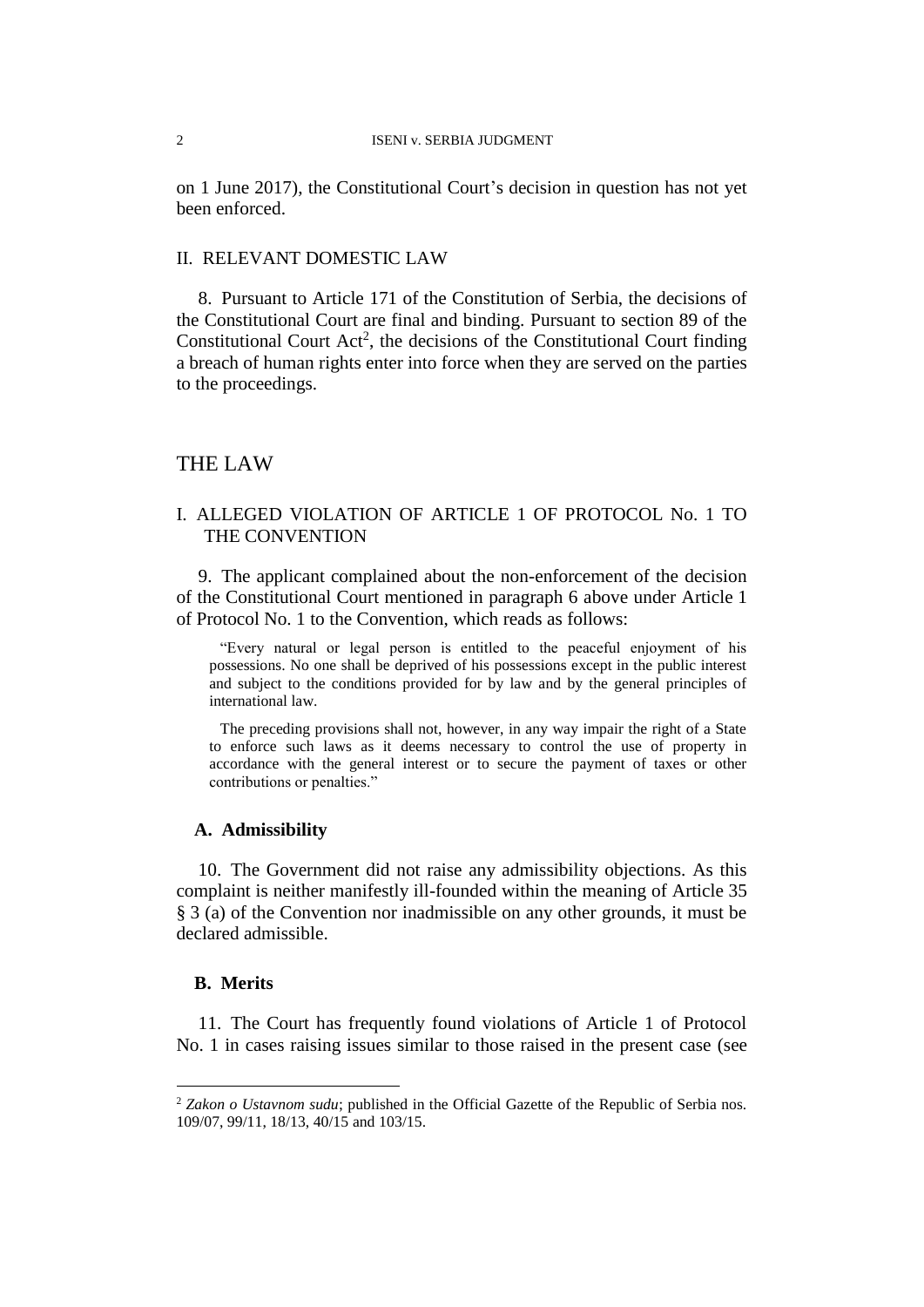on 1 June 2017), the Constitutional Court's decision in question has not yet been enforced.

## II. RELEVANT DOMESTIC LAW

8. Pursuant to Article 171 of the Constitution of Serbia, the decisions of the Constitutional Court are final and binding. Pursuant to section 89 of the Constitutional Court Act[2], the decisions of the Constitutional Court finding a breach of human rights enter into force when they are served on the parties to the proceedings.

# THE LAW

## I. ALLEGED VIOLATION OF ARTICLE 1 OF PROTOCOL No. 1 TO THE CONVENTION

9. The applicant complained about the non-enforcement of the decision of the Constitutional Court mentioned in paragraph 6 above under Article 1 of Protocol No. 1 to the Convention, which reads as follows:

> "Every natural or legal person is entitled to the peaceful enjoyment of his possessions. No one shall be deprived of his possessions except in the public interest and subject to the conditions provided for by law and by the general principles of international law.
>
> The preceding provisions shall not, however, in any way impair the right of a State to enforce such laws as it deems necessary to control the use of property in accordance with the general interest or to secure the payment of taxes or other contributions or penalties."

### A. Admissibility

10. The Government did not raise any admissibility objections. As this complaint is neither manifestly ill-founded within the meaning of Article 35 § 3 (a) of the Convention nor inadmissible on any other grounds, it must be declared admissible.

### B. Merits

11. The Court has frequently found violations of Article 1 of Protocol No. 1 in cases raising issues similar to those raised in the present case (see

---

[2] *Zakon o Ustavnom sudu*; published in the Official Gazette of the Republic of Serbia nos. 109/07, 99/11, 18/13, 40/15 and 103/15.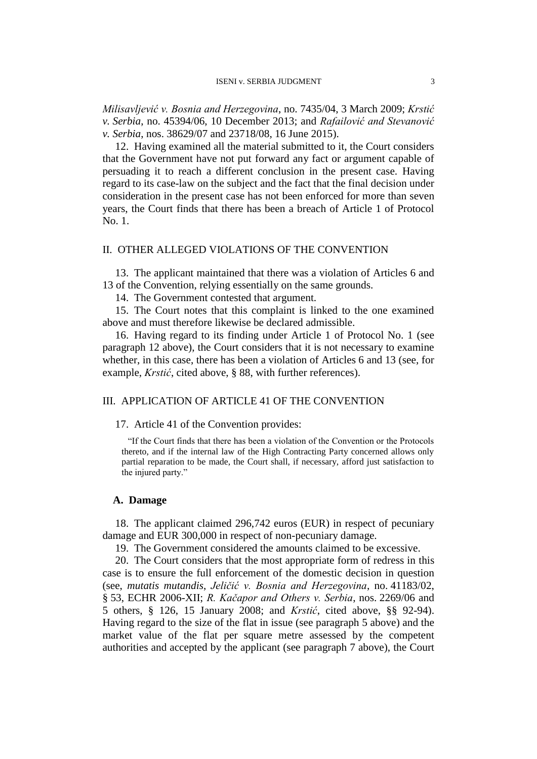*Milisavljević v. Bosnia and Herzegovina*, no. 7435/04, 3 March 2009; *Krstić v. Serbia*, no. 45394/06, 10 December 2013; and *Rafailović and Stevanović v. Serbia*, nos. 38629/07 and 23718/08, 16 June 2015).

12. Having examined all the material submitted to it, the Court considers that the Government have not put forward any fact or argument capable of persuading it to reach a different conclusion in the present case. Having regard to its case-law on the subject and the fact that the final decision under consideration in the present case has not been enforced for more than seven years, the Court finds that there has been a breach of Article 1 of Protocol No. 1.

## II. OTHER ALLEGED VIOLATIONS OF THE CONVENTION

13. The applicant maintained that there was a violation of Articles 6 and 13 of the Convention, relying essentially on the same grounds.

14. The Government contested that argument.

15. The Court notes that this complaint is linked to the one examined above and must therefore likewise be declared admissible.

16. Having regard to its finding under Article 1 of Protocol No. 1 (see paragraph 12 above), the Court considers that it is not necessary to examine whether, in this case, there has been a violation of Articles 6 and 13 (see, for example, *Krstić*, cited above, § 88, with further references).

## III. APPLICATION OF ARTICLE 41 OF THE CONVENTION

17. Article 41 of the Convention provides:

> "If the Court finds that there has been a violation of the Convention or the Protocols thereto, and if the internal law of the High Contracting Party concerned allows only partial reparation to be made, the Court shall, if necessary, afford just satisfaction to the injured party."

### A. Damage

18. The applicant claimed 296,742 euros (EUR) in respect of pecuniary damage and EUR 300,000 in respect of non-pecuniary damage.

19. The Government considered the amounts claimed to be excessive.

20. The Court considers that the most appropriate form of redress in this case is to ensure the full enforcement of the domestic decision in question (see, *mutatis mutandis*, *Jeličić v. Bosnia and Herzegovina*, no. 41183/02, § 53, ECHR 2006-XII; *R. Kačapor and Others v. Serbia*, nos. 2269/06 and 5 others, § 126, 15 January 2008; and *Krstić*, cited above, §§ 92-94). Having regard to the size of the flat in issue (see paragraph 5 above) and the market value of the flat per square metre assessed by the competent authorities and accepted by the applicant (see paragraph 7 above), the Court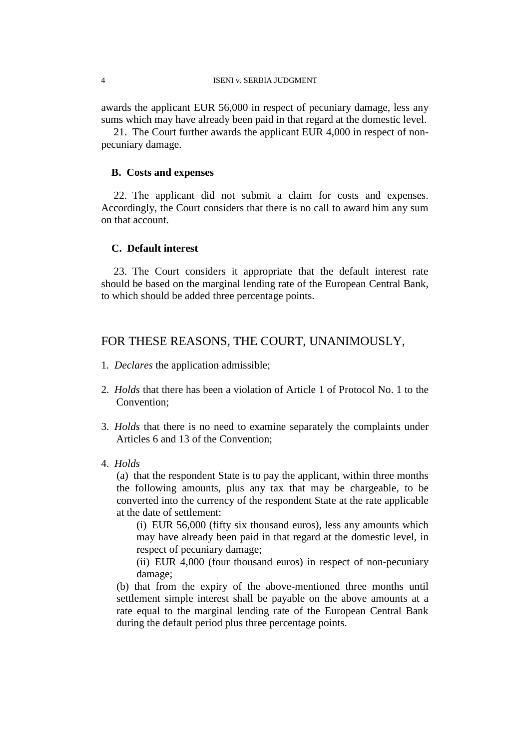awards the applicant EUR 56,000 in respect of pecuniary damage, less any sums which may have already been paid in that regard at the domestic level.

21. The Court further awards the applicant EUR 4,000 in respect of non-pecuniary damage.

### B. Costs and expenses

22. The applicant did not submit a claim for costs and expenses. Accordingly, the Court considers that there is no call to award him any sum on that account.

### C. Default interest

23. The Court considers it appropriate that the default interest rate should be based on the marginal lending rate of the European Central Bank, to which should be added three percentage points.

## FOR THESE REASONS, THE COURT, UNANIMOUSLY,

1. *Declares* the application admissible;

2. *Holds* that there has been a violation of Article 1 of Protocol No. 1 to the Convention;

3. *Holds* that there is no need to examine separately the complaints under Articles 6 and 13 of the Convention;

4. *Holds*

   (a) that the respondent State is to pay the applicant, within three months the following amounts, plus any tax that may be chargeable, to be converted into the currency of the respondent State at the rate applicable at the date of settlement:

   (i) EUR 56,000 (fifty six thousand euros), less any amounts which may have already been paid in that regard at the domestic level, in respect of pecuniary damage;

   (ii) EUR 4,000 (four thousand euros) in respect of non-pecuniary damage;

   (b) that from the expiry of the above-mentioned three months until settlement simple interest shall be payable on the above amounts at a rate equal to the marginal lending rate of the European Central Bank during the default period plus three percentage points.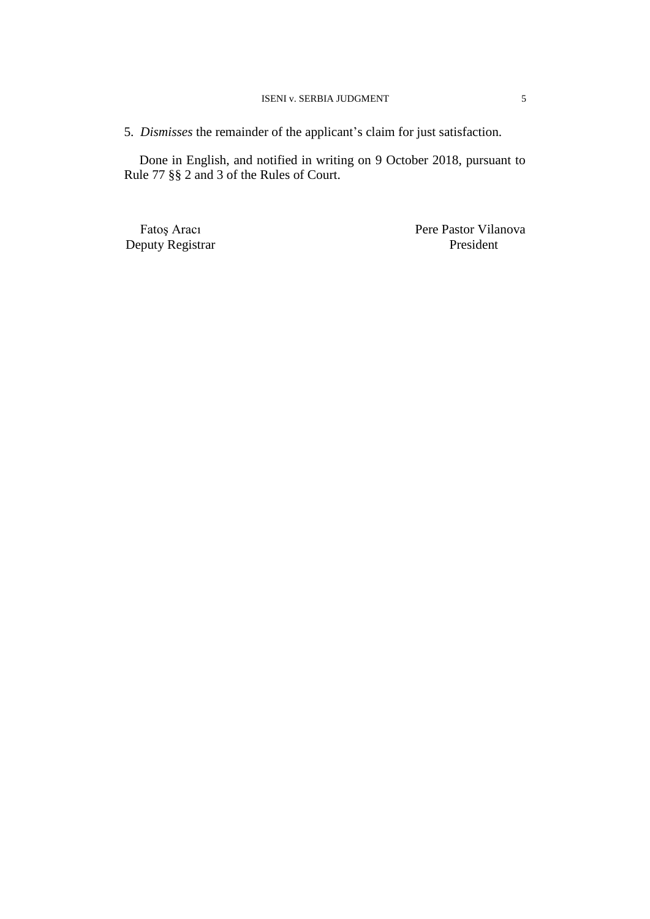5. *Dismisses* the remainder of the applicant's claim for just satisfaction.

Done in English, and notified in writing on 9 October 2018, pursuant to Rule 77 §§ 2 and 3 of the Rules of Court.

| | |
|---|---|
| Fatoş Aracı | Pere Pastor Vilanova |
| Deputy Registrar | President |